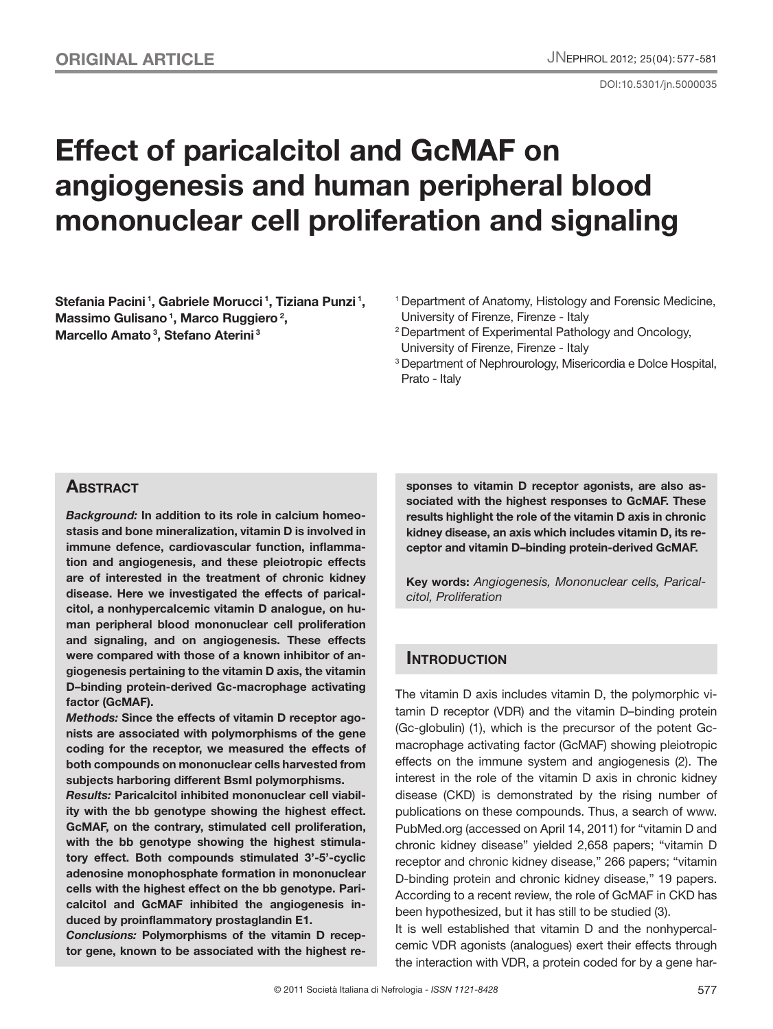**ORIGINAL ARTICLE**

DOI:10.5301/jn.5000035

# Effect of paricalcitol and GcMAF on angiogenesis and human peripheral blood mononuclear cell proliferation and signaling

**Stefania Pacini [1], Gabriele Morucci [1], Tiziana Punzi [1], Massimo Gulisano [1], Marco Ruggiero [2], Marcello Amato [3], Stefano Aterini [3]**

[1] Department of Anatomy, Histology and Forensic Medicine, University of Firenze, Firenze - Italy
[2] Department of Experimental Pathology and Oncology, University of Firenze, Firenze - Italy
[3] Department of Nephrourology, Misericordia e Dolce Hospital, Prato - Italy

## Abstract

***Background:*** **In addition to its role in calcium homeostasis and bone mineralization, vitamin D is involved in immune defence, cardiovascular function, inflammation and angiogenesis, and these pleiotropic effects are of interested in the treatment of chronic kidney disease. Here we investigated the effects of paricalcitol, a nonhypercalcemic vitamin D analogue, on human peripheral blood mononuclear cell proliferation and signaling, and on angiogenesis. These effects were compared with those of a known inhibitor of angiogenesis pertaining to the vitamin D axis, the vitamin D–binding protein-derived Gc-macrophage activating factor (GcMAF).**

***Methods:*** **Since the effects of vitamin D receptor agonists are associated with polymorphisms of the gene coding for the receptor, we measured the effects of both compounds on mononuclear cells harvested from subjects harboring different BsmI polymorphisms.**

***Results:*** **Paricalcitol inhibited mononuclear cell viability with the bb genotype showing the highest effect. GcMAF, on the contrary, stimulated cell proliferation, with the bb genotype showing the highest stimulatory effect. Both compounds stimulated 3'-5'-cyclic adenosine monophosphate formation in mononuclear cells with the highest effect on the bb genotype. Paricalcitol and GcMAF inhibited the angiogenesis induced by proinflammatory prostaglandin E1.**

***Conclusions:*** **Polymorphisms of the vitamin D receptor gene, known to be associated with the highest responses to vitamin D receptor agonists, are also associated with the highest responses to GcMAF. These results highlight the role of the vitamin D axis in chronic kidney disease, an axis which includes vitamin D, its receptor and vitamin D–binding protein-derived GcMAF.**

**Key words:** *Angiogenesis, Mononuclear cells, Paricalcitol, Proliferation*

## Introduction

The vitamin D axis includes vitamin D, the polymorphic vitamin D receptor (VDR) and the vitamin D–binding protein (Gc-globulin) (1), which is the precursor of the potent Gc-macrophage activating factor (GcMAF) showing pleiotropic effects on the immune system and angiogenesis (2). The interest in the role of the vitamin D axis in chronic kidney disease (CKD) is demonstrated by the rising number of publications on these compounds. Thus, a search of www.PubMed.org (accessed on April 14, 2011) for "vitamin D and chronic kidney disease" yielded 2,658 papers; "vitamin D receptor and chronic kidney disease," 266 papers; "vitamin D-binding protein and chronic kidney disease," 19 papers. According to a recent review, the role of GcMAF in CKD has been hypothesized, but it has still to be studied (3).

It is well established that vitamin D and the nonhypercalcemic VDR agonists (analogues) exert their effects through the interaction with VDR, a protein coded for by a gene har-

© 2011 Società Italiana di Nefrologia - *ISSN 1121-8428*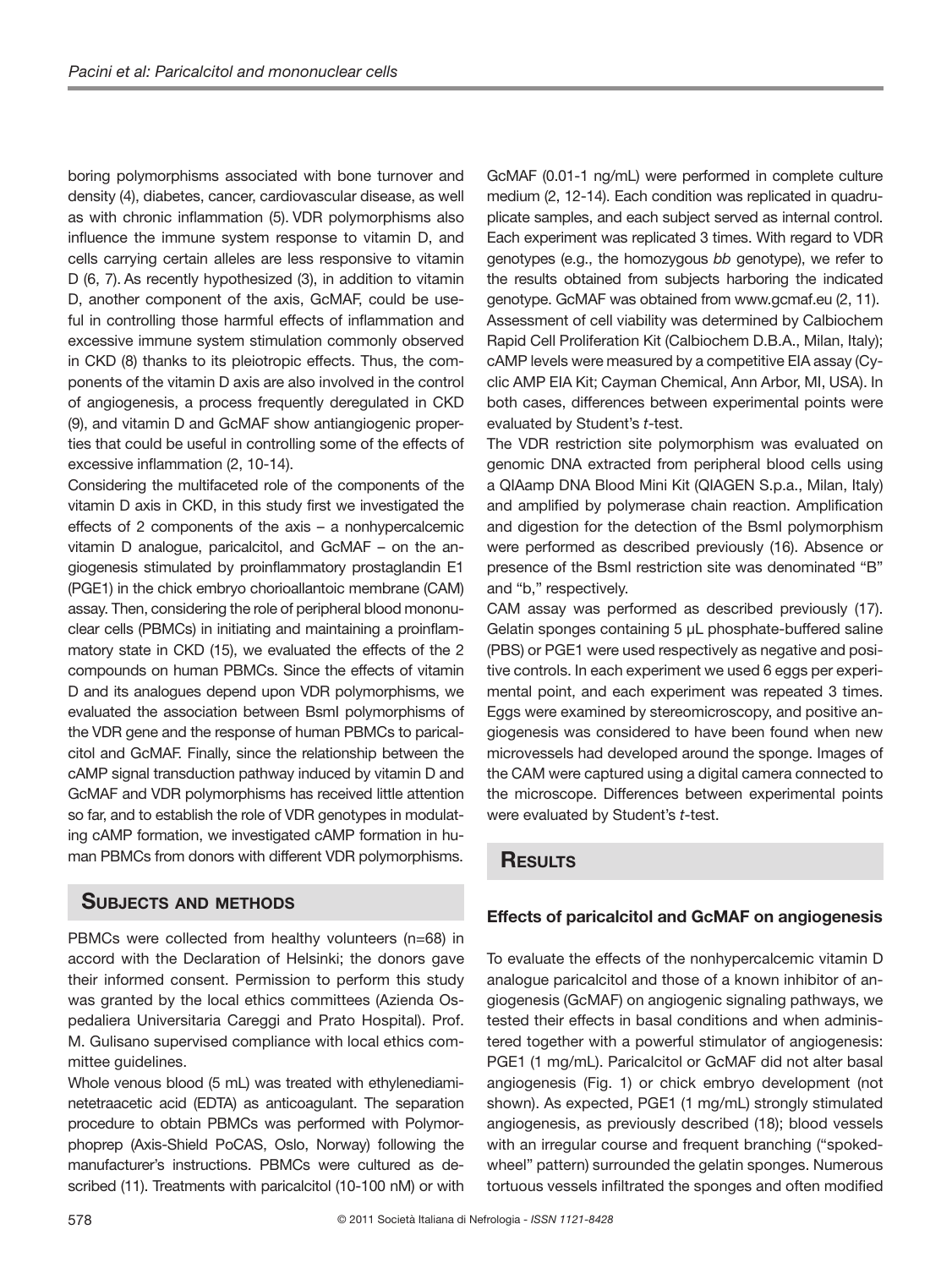boring polymorphisms associated with bone turnover and density (4), diabetes, cancer, cardiovascular disease, as well as with chronic inflammation (5). VDR polymorphisms also influence the immune system response to vitamin D, and cells carrying certain alleles are less responsive to vitamin D (6, 7). As recently hypothesized (3), in addition to vitamin D, another component of the axis, GcMAF, could be useful in controlling those harmful effects of inflammation and excessive immune system stimulation commonly observed in CKD (8) thanks to its pleiotropic effects. Thus, the components of the vitamin D axis are also involved in the control of angiogenesis, a process frequently deregulated in CKD (9), and vitamin D and GcMAF show antiangiogenic properties that could be useful in controlling some of the effects of excessive inflammation (2, 10-14).

Considering the multifaceted role of the components of the vitamin D axis in CKD, in this study first we investigated the effects of 2 components of the axis – a nonhypercalcemic vitamin D analogue, paricalcitol, and GcMAF – on the angiogenesis stimulated by proinflammatory prostaglandin E1 (PGE1) in the chick embryo chorioallantoic membrane (CAM) assay. Then, considering the role of peripheral blood mononuclear cells (PBMCs) in initiating and maintaining a proinflammatory state in CKD (15), we evaluated the effects of the 2 compounds on human PBMCs. Since the effects of vitamin D and its analogues depend upon VDR polymorphisms, we evaluated the association between BsmI polymorphisms of the VDR gene and the response of human PBMCs to paricalcitol and GcMAF. Finally, since the relationship between the cAMP signal transduction pathway induced by vitamin D and GcMAF and VDR polymorphisms has received little attention so far, and to establish the role of VDR genotypes in modulating cAMP formation, we investigated cAMP formation in human PBMCs from donors with different VDR polymorphisms.

## Subjects and methods

PBMCs were collected from healthy volunteers (n=68) in accord with the Declaration of Helsinki; the donors gave their informed consent. Permission to perform this study was granted by the local ethics committees (Azienda Ospedaliera Universitaria Careggi and Prato Hospital). Prof. M. Gulisano supervised compliance with local ethics committee guidelines.

Whole venous blood (5 mL) was treated with ethylenediaminetetraacetic acid (EDTA) as anticoagulant. The separation procedure to obtain PBMCs was performed with Polymorphoprep (Axis-Shield PoCAS, Oslo, Norway) following the manufacturer's instructions. PBMCs were cultured as described (11). Treatments with paricalcitol (10-100 nM) or with GcMAF (0.01-1 ng/mL) were performed in complete culture medium (2, 12-14). Each condition was replicated in quadruplicate samples, and each subject served as internal control. Each experiment was replicated 3 times. With regard to VDR genotypes (e.g., the homozygous *bb* genotype), we refer to the results obtained from subjects harboring the indicated genotype. GcMAF was obtained from www.gcmaf.eu (2, 11).

Assessment of cell viability was determined by Calbiochem Rapid Cell Proliferation Kit (Calbiochem D.B.A., Milan, Italy); cAMP levels were measured by a competitive EIA assay (Cyclic AMP EIA Kit; Cayman Chemical, Ann Arbor, MI, USA). In both cases, differences between experimental points were evaluated by Student's *t*-test.

The VDR restriction site polymorphism was evaluated on genomic DNA extracted from peripheral blood cells using a QIAamp DNA Blood Mini Kit (QIAGEN S.p.a., Milan, Italy) and amplified by polymerase chain reaction. Amplification and digestion for the detection of the BsmI polymorphism were performed as described previously (16). Absence or presence of the BsmI restriction site was denominated "B" and "b," respectively.

CAM assay was performed as described previously (17). Gelatin sponges containing 5 µL phosphate-buffered saline (PBS) or PGE1 were used respectively as negative and positive controls. In each experiment we used 6 eggs per experimental point, and each experiment was repeated 3 times. Eggs were examined by stereomicroscopy, and positive angiogenesis was considered to have been found when new microvessels had developed around the sponge. Images of the CAM were captured using a digital camera connected to the microscope. Differences between experimental points were evaluated by Student's *t*-test.

## Results

### Effects of paricalcitol and GcMAF on angiogenesis

To evaluate the effects of the nonhypercalcemic vitamin D analogue paricalcitol and those of a known inhibitor of angiogenesis (GcMAF) on angiogenic signaling pathways, we tested their effects in basal conditions and when administered together with a powerful stimulator of angiogenesis: PGE1 (1 mg/mL). Paricalcitol or GcMAF did not alter basal angiogenesis (Fig. 1) or chick embryo development (not shown). As expected, PGE1 (1 mg/mL) strongly stimulated angiogenesis, as previously described (18); blood vessels with an irregular course and frequent branching ("spoked-wheel" pattern) surrounded the gelatin sponges. Numerous tortuous vessels infiltrated the sponges and often modified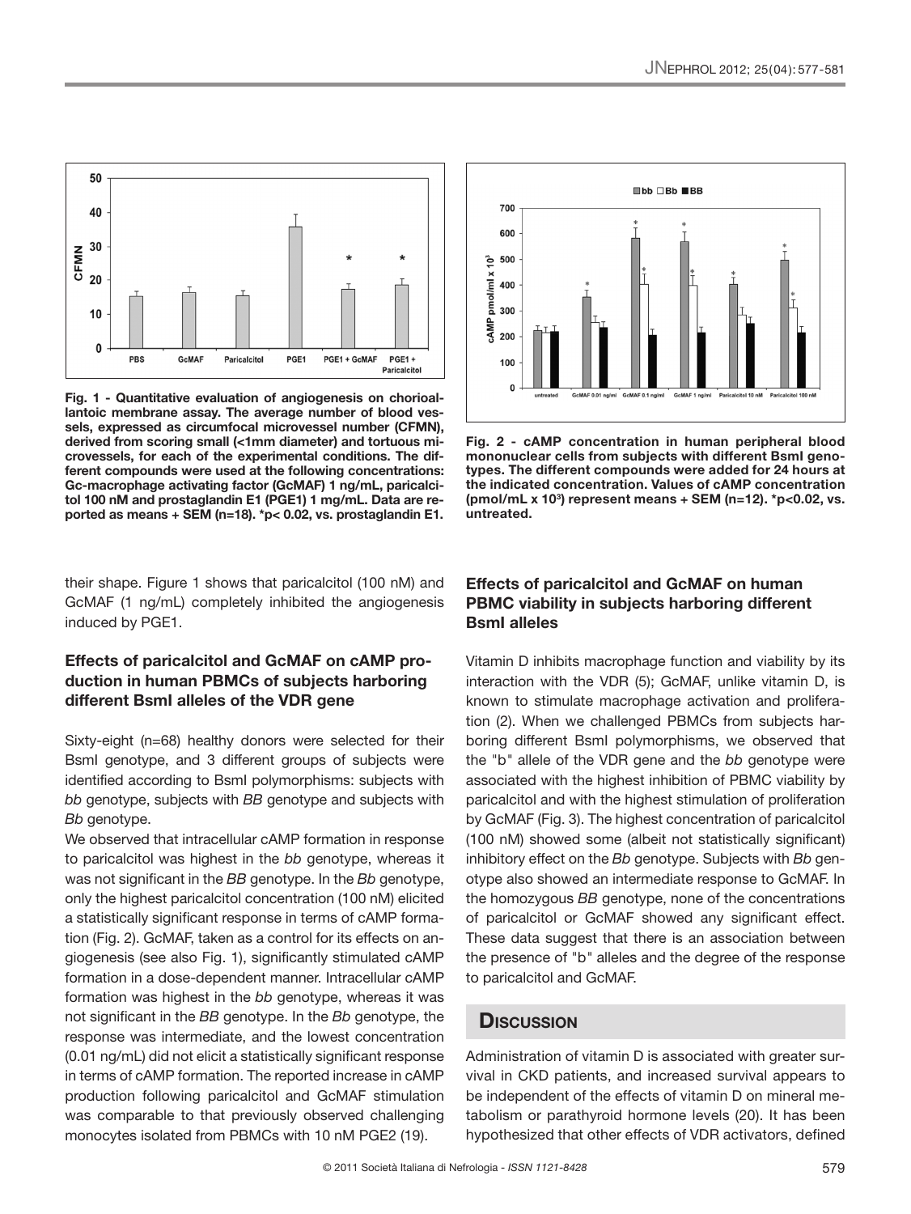Fig. 1 - Quantitative evaluation of angiogenesis on chorioallantoic membrane assay. The average number of blood vessels, expressed as circumfocal microvessel number (CFMN), derived from scoring small (<1mm diameter) and tortuous microvessels, for each of the experimental conditions. The different compounds were used at the following concentrations: Gc-macrophage activating factor (GcMAF) 1 ng/mL, paricalcitol 100 nM and prostaglandin E1 (PGE1) 1 mg/mL. Data are reported as means + SEM (n=18). *p< 0.02, vs. prostaglandin E1.

Fig. 2 - cAMP concentration in human peripheral blood mononuclear cells from subjects with different BsmI genotypes. The different compounds were added for 24 hours at the indicated concentration. Values of cAMP concentration (pmol/mL x $10^3$) represent means + SEM (n=12). *p<0.02, vs. untreated.

their shape. Figure 1 shows that paricalcitol (100 nM) and GcMAF (1 ng/mL) completely inhibited the angiogenesis induced by PGE1.

### Effects of paricalcitol and GcMAF on cAMP production in human PBMCs of subjects harboring different BsmI alleles of the VDR gene

Sixty-eight (n=68) healthy donors were selected for their BsmI genotype, and 3 different groups of subjects were identified according to BsmI polymorphisms: subjects with *bb* genotype, subjects with *BB* genotype and subjects with *Bb* genotype.

We observed that intracellular cAMP formation in response to paricalcitol was highest in the *bb* genotype, whereas it was not significant in the *BB* genotype. In the *Bb* genotype, only the highest paricalcitol concentration (100 nM) elicited a statistically significant response in terms of cAMP formation (Fig. 2). GcMAF, taken as a control for its effects on angiogenesis (see also Fig. 1), significantly stimulated cAMP formation in a dose-dependent manner. Intracellular cAMP formation was highest in the *bb* genotype, whereas it was not significant in the *BB* genotype. In the *Bb* genotype, the response was intermediate, and the lowest concentration (0.01 ng/mL) did not elicit a statistically significant response in terms of cAMP formation. The reported increase in cAMP production following paricalcitol and GcMAF stimulation was comparable to that previously observed challenging monocytes isolated from PBMCs with 10 nM PGE2 (19).

### Effects of paricalcitol and GcMAF on human PBMC viability in subjects harboring different BsmI alleles

Vitamin D inhibits macrophage function and viability by its interaction with the VDR (5); GcMAF, unlike vitamin D, is known to stimulate macrophage activation and proliferation (2). When we challenged PBMCs from subjects harboring different BsmI polymorphisms, we observed that the "b" allele of the VDR gene and the *bb* genotype were associated with the highest inhibition of PBMC viability by paricalcitol and with the highest stimulation of proliferation by GcMAF (Fig. 3). The highest concentration of paricalcitol (100 nM) showed some (albeit not statistically significant) inhibitory effect on the *Bb* genotype. Subjects with *Bb* genotype also showed an intermediate response to GcMAF. In the homozygous *BB* genotype, none of the concentrations of paricalcitol or GcMAF showed any significant effect. These data suggest that there is an association between the presence of "b" alleles and the degree of the response to paricalcitol and GcMAF.

## Discussion

Administration of vitamin D is associated with greater survival in CKD patients, and increased survival appears to be independent of the effects of vitamin D on mineral metabolism or parathyroid hormone levels (20). It has been hypothesized that other effects of VDR activators, defined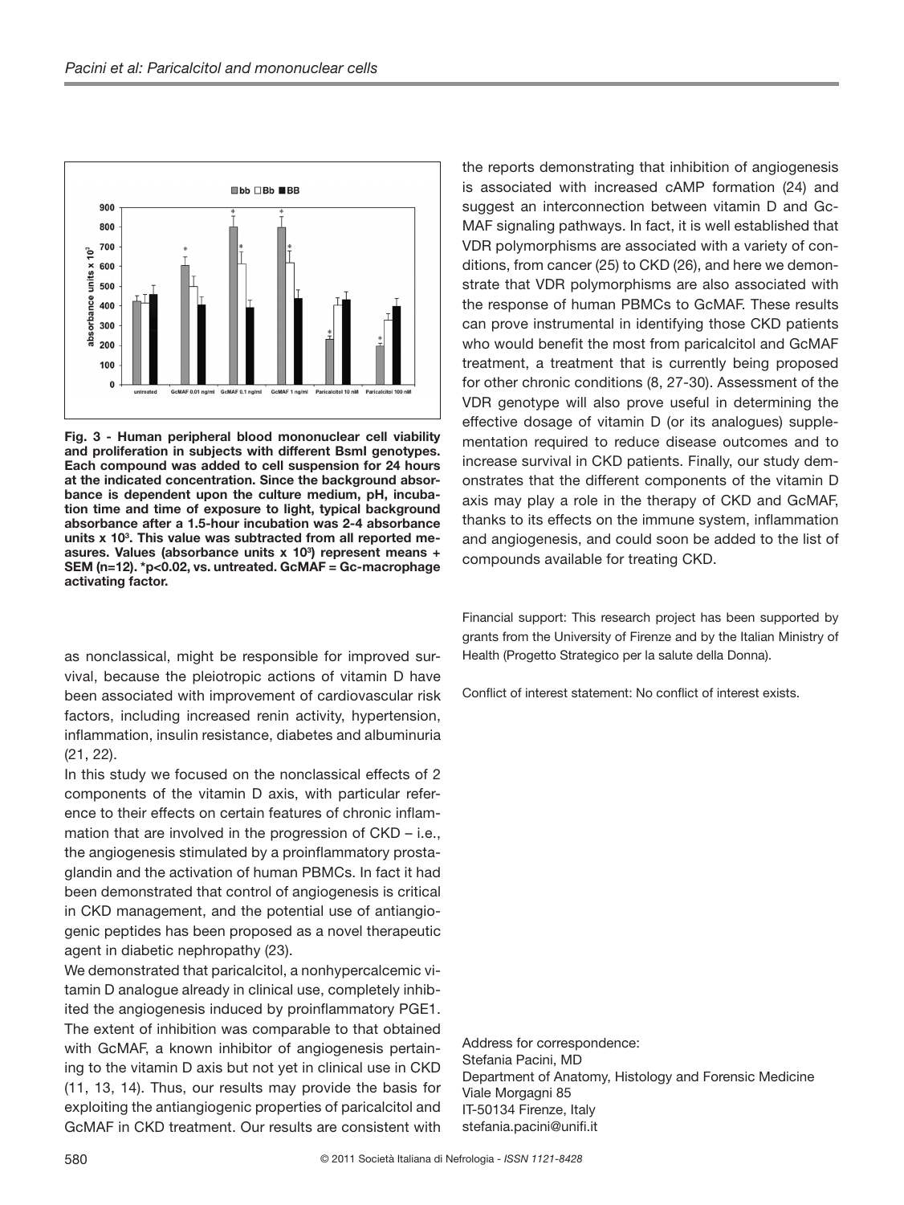Fig. 3 - Human peripheral blood mononuclear cell viability and proliferation in subjects with different BsmI genotypes. Each compound was added to cell suspension for 24 hours at the indicated concentration. Since the background absorbance is dependent upon the culture medium, pH, incubation time and time of exposure to light, typical background absorbance after a 1.5-hour incubation was 2-4 absorbance units x $10^3$. This value was subtracted from all reported measures. Values (absorbance units x $10^3$) represent means + SEM (n=12). *p<0.02, vs. untreated. GcMAF = Gc-macrophage activating factor.

as nonclassical, might be responsible for improved survival, because the pleiotropic actions of vitamin D have been associated with improvement of cardiovascular risk factors, including increased renin activity, hypertension, inflammation, insulin resistance, diabetes and albuminuria (21, 22).

In this study we focused on the nonclassical effects of 2 components of the vitamin D axis, with particular reference to their effects on certain features of chronic inflammation that are involved in the progression of CKD – i.e., the angiogenesis stimulated by a proinflammatory prostaglandin and the activation of human PBMCs. In fact it had been demonstrated that control of angiogenesis is critical in CKD management, and the potential use of antiangiogenic peptides has been proposed as a novel therapeutic agent in diabetic nephropathy (23).

We demonstrated that paricalcitol, a nonhypercalcemic vitamin D analogue already in clinical use, completely inhibited the angiogenesis induced by proinflammatory PGE1. The extent of inhibition was comparable to that obtained with GcMAF, a known inhibitor of angiogenesis pertaining to the vitamin D axis but not yet in clinical use in CKD (11, 13, 14). Thus, our results may provide the basis for exploiting the antiangiogenic properties of paricalcitol and GcMAF in CKD treatment. Our results are consistent with the reports demonstrating that inhibition of angiogenesis is associated with increased cAMP formation (24) and suggest an interconnection between vitamin D and GcMAF signaling pathways. In fact, it is well established that VDR polymorphisms are associated with a variety of conditions, from cancer (25) to CKD (26), and here we demonstrate that VDR polymorphisms are also associated with the response of human PBMCs to GcMAF. These results can prove instrumental in identifying those CKD patients who would benefit the most from paricalcitol and GcMAF treatment, a treatment that is currently being proposed for other chronic conditions (8, 27-30). Assessment of the VDR genotype will also prove useful in determining the effective dosage of vitamin D (or its analogues) supplementation required to reduce disease outcomes and to increase survival in CKD patients. Finally, our study demonstrates that the different components of the vitamin D axis may play a role in the therapy of CKD and GcMAF, thanks to its effects on the immune system, inflammation and angiogenesis, and could soon be added to the list of compounds available for treating CKD.

Financial support: This research project has been supported by grants from the University of Firenze and by the Italian Ministry of Health (Progetto Strategico per la salute della Donna).

Conflict of interest statement: No conflict of interest exists.

Address for correspondence:
Stefania Pacini, MD
Department of Anatomy, Histology and Forensic Medicine
Viale Morgagni 85
IT-50134 Firenze, Italy
stefania.pacini@unifi.it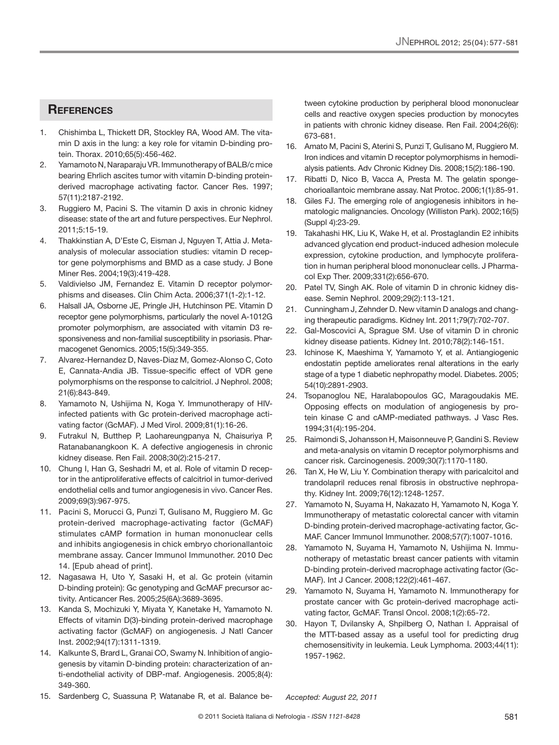## References

1. Chishimba L, Thickett DR, Stockley RA, Wood AM. The vitamin D axis in the lung: a key role for vitamin D-binding protein. Thorax. 2010;65(5):456-462.
2. Yamamoto N, Naraparaju VR. Immunotherapy of BALB/c mice bearing Ehrlich ascites tumor with vitamin D-binding protein-derived macrophage activating factor. Cancer Res. 1997; 57(11):2187-2192.
3. Ruggiero M, Pacini S. The vitamin D axis in chronic kidney disease: state of the art and future perspectives. Eur Nephrol. 2011;5:15-19.
4. Thakkinstian A, D'Este C, Eisman J, Nguyen T, Attia J. Meta-analysis of molecular association studies: vitamin D receptor gene polymorphisms and BMD as a case study. J Bone Miner Res. 2004;19(3):419-428.
5. Valdivielso JM, Fernandez E. Vitamin D receptor polymorphisms and diseases. Clin Chim Acta. 2006;371(1-2):1-12.
6. Halsall JA, Osborne JE, Pringle JH, Hutchinson PE. Vitamin D receptor gene polymorphisms, particularly the novel A-1012G promoter polymorphism, are associated with vitamin D3 responsiveness and non-familial susceptibility in psoriasis. Pharmacogenet Genomics. 2005;15(5):349-355.
7. Alvarez-Hernandez D, Naves-Diaz M, Gomez-Alonso C, Coto E, Cannata-Andia JB. Tissue-specific effect of VDR gene polymorphisms on the response to calcitriol. J Nephrol. 2008; 21(6):843-849.
8. Yamamoto N, Ushijima N, Koga Y. Immunotherapy of HIV-infected patients with Gc protein-derived macrophage activating factor (GcMAF). J Med Virol. 2009;81(1):16-26.
9. Futrakul N, Butthep P, Laohareungpanya N, Chaisuriya P, Ratanabanangkoon K. A defective angiogenesis in chronic kidney disease. Ren Fail. 2008;30(2):215-217.
10. Chung I, Han G, Seshadri M, et al. Role of vitamin D receptor in the antiproliferative effects of calcitriol in tumor-derived endothelial cells and tumor angiogenesis in vivo. Cancer Res. 2009;69(3):967-975.
11. Pacini S, Morucci G, Punzi T, Gulisano M, Ruggiero M. Gc protein-derived macrophage-activating factor (GcMAF) stimulates cAMP formation in human mononuclear cells and inhibits angiogenesis in chick embryo chorionallantoic membrane assay. Cancer Immunol Immunother. 2010 Dec 14. [Epub ahead of print].
12. Nagasawa H, Uto Y, Sasaki H, et al. Gc protein (vitamin D-binding protein): Gc genotyping and GcMAF precursor activity. Anticancer Res. 2005;25(6A):3689-3695.
13. Kanda S, Mochizuki Y, Miyata Y, Kanetake H, Yamamoto N. Effects of vitamin D(3)-binding protein-derived macrophage activating factor (GcMAF) on angiogenesis. J Natl Cancer Inst. 2002;94(17):1311-1319.
14. Kalkunte S, Brard L, Granai CO, Swamy N. Inhibition of angiogenesis by vitamin D-binding protein: characterization of anti-endothelial activity of DBP-maf. Angiogenesis. 2005;8(4): 349-360.
15. Sardenberg C, Suassuna P, Watanabe R, et al. Balance between cytokine production by peripheral blood mononuclear cells and reactive oxygen species production by monocytes in patients with chronic kidney disease. Ren Fail. 2004;26(6): 673-681.
16. Amato M, Pacini S, Aterini S, Punzi T, Gulisano M, Ruggiero M. Iron indices and vitamin D receptor polymorphisms in hemodialysis patients. Adv Chronic Kidney Dis. 2008;15(2):186-190.
17. Ribatti D, Nico B, Vacca A, Presta M. The gelatin sponge-chorioallantoic membrane assay. Nat Protoc. 2006;1(1):85-91.
18. Giles FJ. The emerging role of angiogenesis inhibitors in hematologic malignancies. Oncology (Williston Park). 2002;16(5) (Suppl 4):23-29.
19. Takahashi HK, Liu K, Wake H, et al. Prostaglandin E2 inhibits advanced glycation end product-induced adhesion molecule expression, cytokine production, and lymphocyte proliferation in human peripheral blood mononuclear cells. J Pharmacol Exp Ther. 2009;331(2):656-670.
20. Patel TV, Singh AK. Role of vitamin D in chronic kidney disease. Semin Nephrol. 2009;29(2):113-121.
21. Cunningham J, Zehnder D. New vitamin D analogs and changing therapeutic paradigms. Kidney Int. 2011;79(7):702-707.
22. Gal-Moscovici A, Sprague SM. Use of vitamin D in chronic kidney disease patients. Kidney Int. 2010;78(2):146-151.
23. Ichinose K, Maeshima Y, Yamamoto Y, et al. Antiangiogenic endostatin peptide ameliorates renal alterations in the early stage of a type 1 diabetic nephropathy model. Diabetes. 2005; 54(10):2891-2903.
24. Tsopanoglou NE, Haralabopoulos GC, Maragoudakis ME. Opposing effects on modulation of angiogenesis by protein kinase C and cAMP-mediated pathways. J Vasc Res. 1994;31(4):195-204.
25. Raimondi S, Johansson H, Maisonneuve P, Gandini S. Review and meta-analysis on vitamin D receptor polymorphisms and cancer risk. Carcinogenesis. 2009;30(7):1170-1180.
26. Tan X, He W, Liu Y. Combination therapy with paricalcitol and trandolapril reduces renal fibrosis in obstructive nephropathy. Kidney Int. 2009;76(12):1248-1257.
27. Yamamoto N, Suyama H, Nakazato H, Yamamoto N, Koga Y. Immunotherapy of metastatic colorectal cancer with vitamin D-binding protein-derived macrophage-activating factor, GcMAF. Cancer Immunol Immunother. 2008;57(7):1007-1016.
28. Yamamoto N, Suyama H, Yamamoto N, Ushijima N. Immunotherapy of metastatic breast cancer patients with vitamin D-binding protein-derived macrophage activating factor (GcMAF). Int J Cancer. 2008;122(2):461-467.
29. Yamamoto N, Suyama H, Yamamoto N. Immunotherapy for prostate cancer with Gc protein-derived macrophage activating factor, GcMAF. Transl Oncol. 2008;1(2):65-72.
30. Hayon T, Dvilansky A, Shpilberg O, Nathan I. Appraisal of the MTT-based assay as a useful tool for predicting drug chemosensitivity in leukemia. Leuk Lymphoma. 2003;44(11): 1957-1962.

*Accepted: August 22, 2011*

© 2011 Società Italiana di Nefrologia - *ISSN 1121-8428*